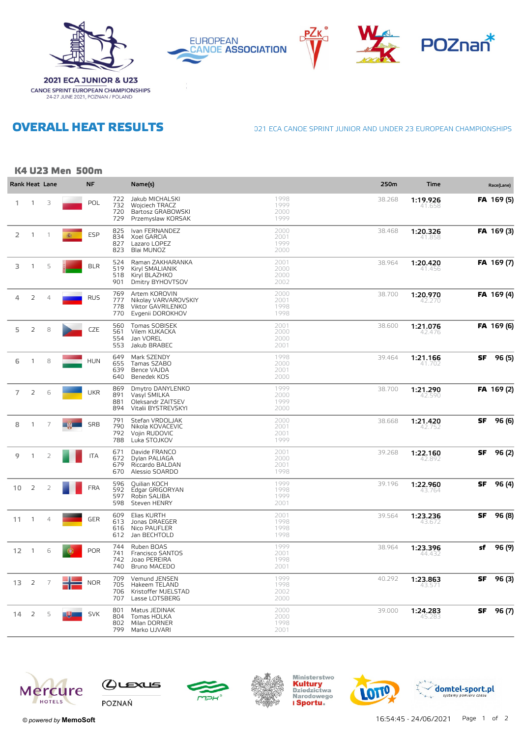2021 ECA JUNIOR & U23
CANOE SPRINT EUROPEAN CHAMPIONSHIPS
24-27 JUNE 2021, POZNAN / POLAND

# OVERALL HEAT RESULTS

021 ECA CANOE SPRINT JUNIOR AND UNDER 23 EUROPEAN CHAMPIONSHIPS

## K4 U23 Men 500m

| Rank | Heat | Lane | NF | | Name(s) | | 250m | Time | Race(Lane) |
|---|---|---|---|---|---|---|---|---|---|
| 1 | 1 | 3 | POL | 722<br>732<br>720<br>729 | Jakub MICHALSKI<br>Wojciech TRACZ<br>Bartosz GRABOWSKI<br>Przemyslaw KORSAK | 1998<br>1999<br>2000<br>1999 | 38.268 | **1:19.926**<br>41.658 | **FA** 169 (5) |
| 2 | 1 | 1 | ESP | 825<br>834<br>827<br>823 | Ivan FERNANDEZ<br>Xoel GARCIA<br>Lazaro LOPEZ<br>Blai MUNOZ | 2000<br>2001<br>1999<br>2000 | 38.468 | **1:20.326**<br>41.858 | **FA** 169 (3) |
| 3 | 1 | 5 | BLR | 524<br>519<br>518<br>901 | Raman ZAKHARANKA<br>Kiryl SMALIANIK<br>Kiryl BLAZHKO<br>Dmitry BYHOVTSOV | 2001<br>2000<br>2000<br>2002 | 38.964 | **1:20.420**<br>41.456 | **FA** 169 (7) |
| 4 | 2 | 4 | RUS | 769<br>777<br>778<br>770 | Artem KOROVIN<br>Nikolay VARVAROVSKIY<br>Viktor GAVRILENKO<br>Evgenii DOROKHOV | 2000<br>2001<br>1998<br>1998 | 38.700 | **1:20.970**<br>42.270 | **FA** 169 (4) |
| 5 | 2 | 8 | CZE | 560<br>561<br>554<br>553 | Tomas SOBISEK<br>Vilem KUKACKA<br>Jan VOREL<br>Jakub BRABEC | 2001<br>2000<br>2000<br>2001 | 38.600 | **1:21.076**<br>42.476 | **FA** 169 (6) |
| 6 | 1 | 8 | HUN | 649<br>655<br>639<br>640 | Mark SZENDY<br>Tamas SZABO<br>Bence VAJDA<br>Benedek KOS | 1998<br>2000<br>2001<br>2000 | 39.464 | **1:21.166**<br>41.702 | **SF** 96 (5) |
| 7 | 2 | 6 | UKR | 869<br>891<br>881<br>894 | Dmytro DANYLENKO<br>Vasyl SMILKA<br>Oleksandr ZAITSEV<br>Vitalii BYSTREVSKYI | 1999<br>2000<br>1999<br>2000 | 38.700 | **1:21.290**<br>42.590 | **FA** 169 (2) |
| 8 | 1 | 7 | SRB | 791<br>790<br>792<br>788 | Stefan VRDOLJAK<br>Nikola KOVACEVIC<br>Vojin RUDOVIC<br>Luka STOJKOV | 2000<br>2001<br>2001<br>1999 | 38.668 | **1:21.420**<br>42.752 | **SF** 96 (6) |
| 9 | 1 | 2 | ITA | 671<br>672<br>679<br>670 | Davide FRANCO<br>Dylan PALIAGA<br>Riccardo BALDAN<br>Alessio SOARDO | 2001<br>2000<br>2001<br>1998 | 39.268 | **1:22.160**<br>42.892 | **SF** 96 (2) |
| 10 | 2 | 2 | FRA | 596<br>592<br>597<br>598 | Quilian KOCH<br>Edgar GRIGORYAN<br>Robin SALIBA<br>Steven HENRY | 1999<br>1998<br>1999<br>2001 | 39.196 | **1:22.960**<br>43.764 | **SF** 96 (4) |
| 11 | 1 | 4 | GER | 609<br>613<br>616<br>612 | Elias KURTH<br>Jonas DRAEGER<br>Nico PAUFLER<br>Jan BECHTOLD | 2001<br>1998<br>1998<br>1998 | 39.564 | **1:23.236**<br>43.672 | **SF** 96 (8) |
| 12 | 1 | 6 | POR | 744<br>741<br>742<br>740 | Ruben BOAS<br>Francisco SANTOS<br>Joao PEREIRA<br>Bruno MACEDO | 1999<br>2001<br>1998<br>2001 | 38.964 | **1:23.396**<br>44.432 | **sf** 96 (9) |
| 13 | 2 | 7 | NOR | 709<br>705<br>706<br>707 | Vemund JENSEN<br>Hakeem TELAND<br>Kristoffer MJELSTAD<br>Lasse LOTSBERG | 1999<br>1998<br>2002<br>2000 | 40.292 | **1:23.863**<br>43.571 | **SF** 96 (3) |
| 14 | 2 | 5 | SVK | 801<br>804<br>802<br>799 | Matus JEDINAK<br>Tomas HOLKA<br>Milan DORNER<br>Marko UJVARI | 2000<br>2000<br>1998<br>2001 | 39.000 | **1:24.283**<br>45.283 | **SF** 96 (7) |

© powered by MemoSoft

16:54:45 - 24/06/2021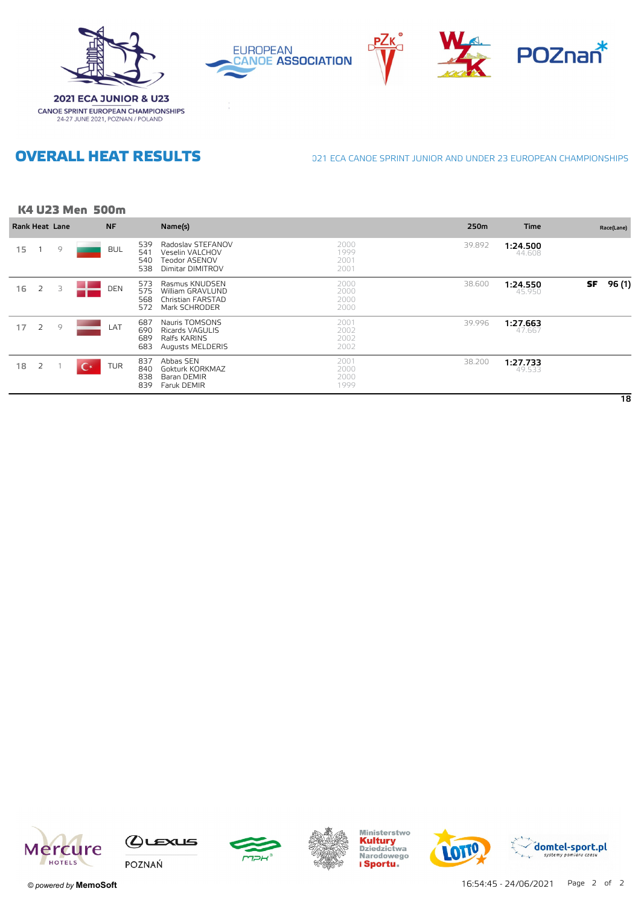2021 ECA JUNIOR & U23
CANOE SPRINT EUROPEAN CHAMPIONSHIPS
24-27 JUNE 2021, POZNAN / POLAND

## OVERALL HEAT RESULTS

021 ECA CANOE SPRINT JUNIOR AND UNDER 23 EUROPEAN CHAMPIONSHIPS

### K4 U23 Men 500m

| Rank | Heat | Lane | NF | | Name(s) | | 250m | Time | | Race(Lane) |
|---|---|---|---|---|---|---|---|---|---|---|
| 15 | 1 | 9 | BUL | 539<br>541<br>540<br>538 | Radoslav STEFANOV<br>Veselin VALCHOV<br>Teodor ASENOV<br>Dimitar DIMITROV | 2000<br>1999<br>2001<br>2001 | 39.892 | **1:24.500**<br>44.608 | | |
| 16 | 2 | 3 | DEN | 573<br>575<br>568<br>572 | Rasmus KNUDSEN<br>William GRAVLUND<br>Christian FARSTAD<br>Mark SCHRODER | 2000<br>2000<br>2000<br>2000 | 38.600 | **1:24.550**<br>45.950 | **SF** | 96 (1) |
| 17 | 2 | 9 | LAT | 687<br>690<br>689<br>683 | Nauris TOMSONS<br>Ricards VAGULIS<br>Ralfs KARINS<br>Augusts MELDERIS | 2001<br>2002<br>2002<br>2002 | 39.996 | **1:27.663**<br>47.667 | | |
| 18 | 2 | 1 | TUR | 837<br>840<br>838<br>839 | Abbas SEN<br>Gokturk KORKMAZ<br>Baran DEMIR<br>Faruk DEMIR | 2001<br>2000<br>2000<br>1999 | 38.200 | **1:27.733**<br>49.533 | | |

**18**

© powered by **MemoSoft**

16:54:45 - 24/06/2021